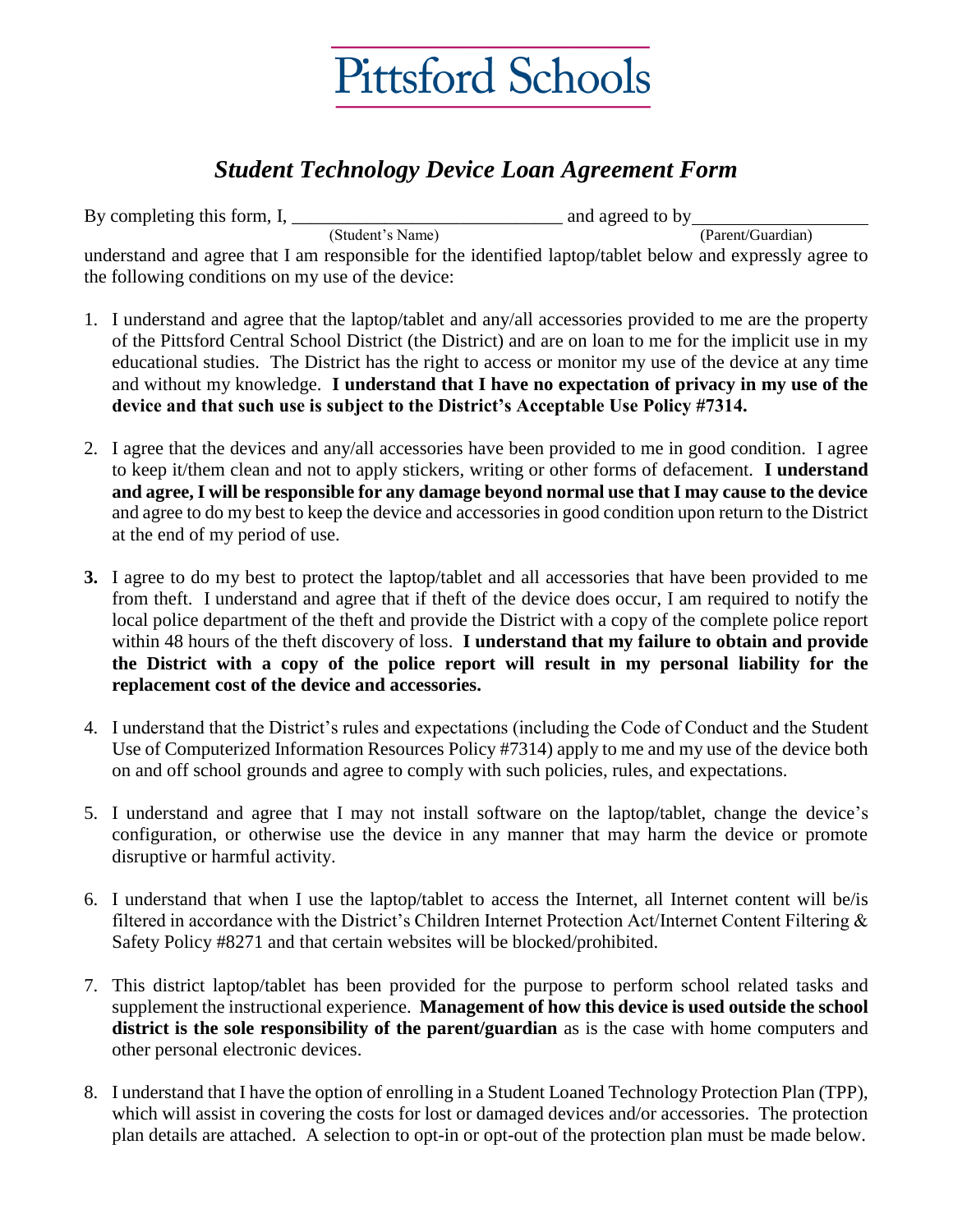# Pittsford Schools

## *Student Technology Device Loan Agreement Form*

By completing this form, I, ______________________________ (Student's Name) and agreed to by____________________ (Parent/Guardian) understand and agree that I am responsible for the identified laptop/tablet below and expressly agree to the following conditions on my use of the device:

1. I understand and agree that the laptop/tablet and any/all accessories provided to me are the property of the Pittsford Central School District (the District) and are on loan to me for the implicit use in my educational studies. The District has the right to access or monitor my use of the device at any time and without my knowledge. **I understand that I have no expectation of privacy in my use of the device and that such use is subject to the District's Acceptable Use Policy #7314.**

2. I agree that the devices and any/all accessories have been provided to me in good condition. I agree to keep it/them clean and not to apply stickers, writing or other forms of defacement. **I understand and agree, I will be responsible for any damage beyond normal use that I may cause to the device** and agree to do my best to keep the device and accessories in good condition upon return to the District at the end of my period of use.

3. I agree to do my best to protect the laptop/tablet and all accessories that have been provided to me from theft. I understand and agree that if theft of the device does occur, I am required to notify the local police department of the theft and provide the District with a copy of the complete police report within 48 hours of the theft discovery of loss. **I understand that my failure to obtain and provide the District with a copy of the police report will result in my personal liability for the replacement cost of the device and accessories.**

4. I understand that the District's rules and expectations (including the Code of Conduct and the Student Use of Computerized Information Resources Policy #7314) apply to me and my use of the device both on and off school grounds and agree to comply with such policies, rules, and expectations.

5. I understand and agree that I may not install software on the laptop/tablet, change the device's configuration, or otherwise use the device in any manner that may harm the device or promote disruptive or harmful activity.

6. I understand that when I use the laptop/tablet to access the Internet, all Internet content will be/is filtered in accordance with the District's Children Internet Protection Act/Internet Content Filtering & Safety Policy #8271 and that certain websites will be blocked/prohibited.

7. This district laptop/tablet has been provided for the purpose to perform school related tasks and supplement the instructional experience. **Management of how this device is used outside the school district is the sole responsibility of the parent/guardian** as is the case with home computers and other personal electronic devices.

8. I understand that I have the option of enrolling in a Student Loaned Technology Protection Plan (TPP), which will assist in covering the costs for lost or damaged devices and/or accessories. The protection plan details are attached. A selection to opt-in or opt-out of the protection plan must be made below.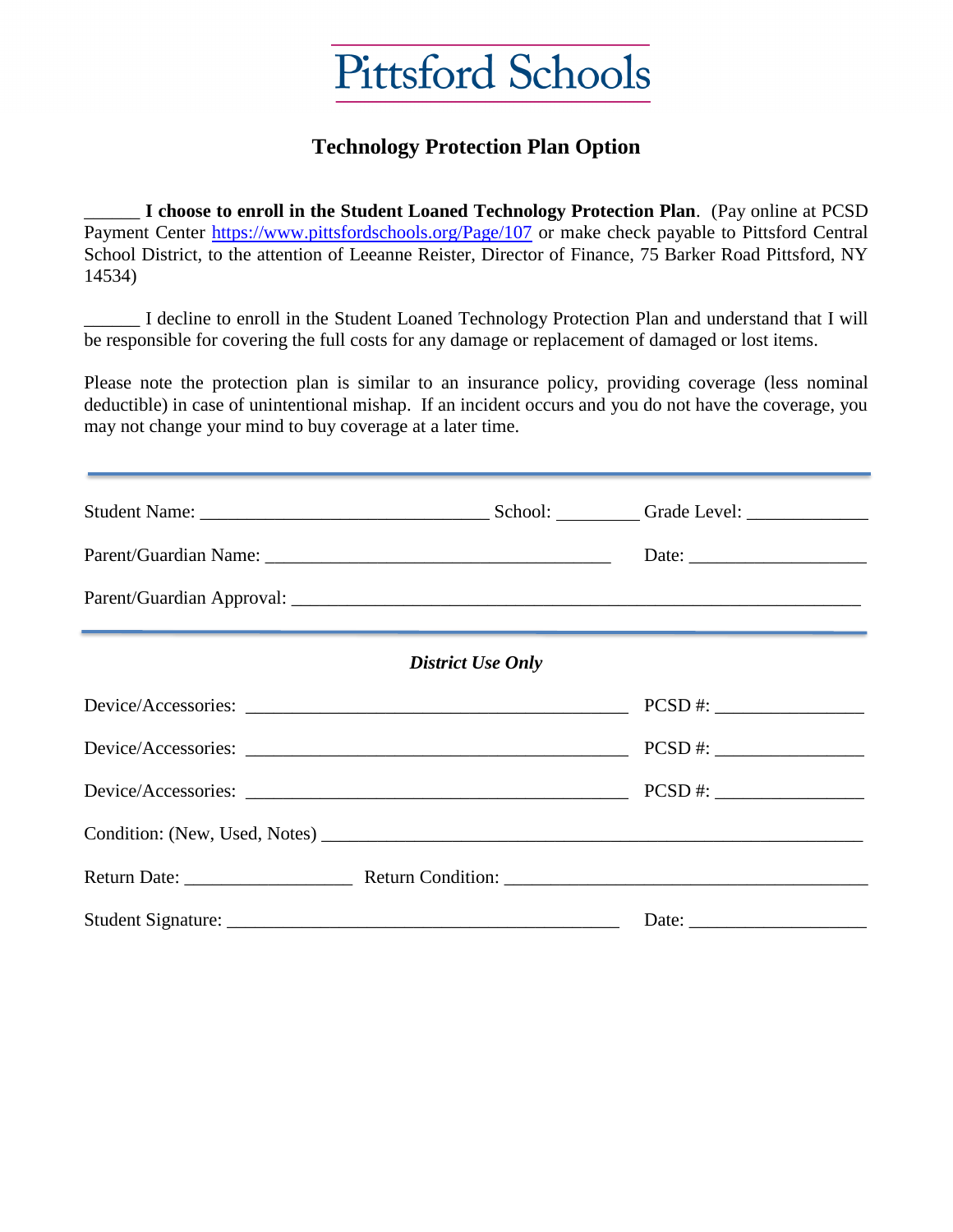# Pittsford Schools

## Technology Protection Plan Option

______ **I choose to enroll in the Student Loaned Technology Protection Plan**. (Pay online at PCSD Payment Center https://www.pittsfordschools.org/Page/107 or make check payable to Pittsford Central School District, to the attention of Leeanne Reister, Director of Finance, 75 Barker Road Pittsford, NY 14534)

______ I decline to enroll in the Student Loaned Technology Protection Plan and understand that I will be responsible for covering the full costs for any damage or replacement of damaged or lost items.

Please note the protection plan is similar to an insurance policy, providing coverage (less nominal deductible) in case of unintentional mishap. If an incident occurs and you do not have the coverage, you may not change your mind to buy coverage at a later time.

---

Student Name: ______________________________ School: ________ Grade Level: ____________

Parent/Guardian Name: ____________________________________ Date: __________________

Parent/Guardian Approval: __________________________________________________________

---

***District Use Only***

Device/Accessories: ________________________________________ PCSD #: _______________

Device/Accessories: ________________________________________ PCSD #: _______________

Device/Accessories: ________________________________________ PCSD #: _______________

Condition: (New, Used, Notes) _________________________________________________________

Return Date: _________________ Return Condition: _____________________________________

Student Signature: __________________________________________ Date: __________________